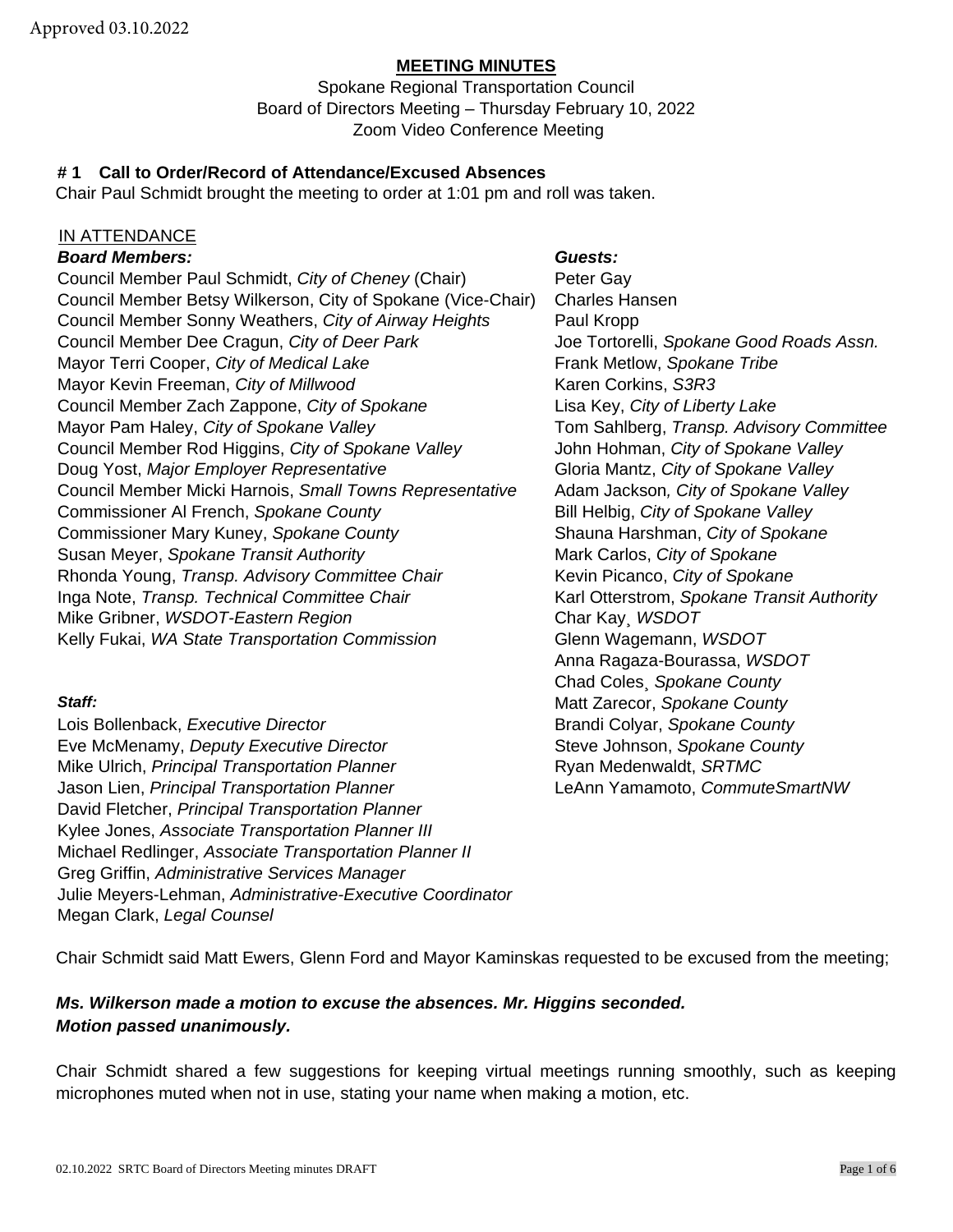Approved 03.10.2022

# MEETING MINUTES

Spokane Regional Transportation Council
Board of Directors Meeting – Thursday February 10, 2022
Zoom Video Conference Meeting

## # 1 Call to Order/Record of Attendance/Excused Absences

Chair Paul Schmidt brought the meeting to order at 1:01 pm and roll was taken.

IN ATTENDANCE

***Board Members:***

Council Member Paul Schmidt, *City of Cheney* (Chair)
Council Member Betsy Wilkerson, City of Spokane (Vice-Chair)
Council Member Sonny Weathers, *City of Airway Heights*
Council Member Dee Cragun, *City of Deer Park*
Mayor Terri Cooper, *City of Medical Lake*
Mayor Kevin Freeman, *City of Millwood*
Council Member Zach Zappone, *City of Spokane*
Mayor Pam Haley, *City of Spokane Valley*
Council Member Rod Higgins, *City of Spokane Valley*
Doug Yost, *Major Employer Representative*
Council Member Micki Harnois, *Small Towns Representative*
Commissioner Al French, *Spokane County*
Commissioner Mary Kuney, *Spokane County*
Susan Meyer, *Spokane Transit Authority*
Rhonda Young, *Transp. Advisory Committee Chair*
Inga Note, *Transp. Technical Committee Chair*
Mike Gribner, *WSDOT-Eastern Region*
Kelly Fukai, *WA State Transportation Commission*

***Staff:***

Lois Bollenback, *Executive Director*
Eve McMenamy, *Deputy Executive Director*
Mike Ulrich, *Principal Transportation Planner*
Jason Lien, *Principal Transportation Planner*
David Fletcher, *Principal Transportation Planner*
Kylee Jones, *Associate Transportation Planner III*
Michael Redlinger, *Associate Transportation Planner II*
Greg Griffin, *Administrative Services Manager*
Julie Meyers-Lehman, *Administrative-Executive Coordinator*
Megan Clark, *Legal Counsel*

***Guests:***

Peter Gay
Charles Hansen
Paul Kropp
Joe Tortorelli, *Spokane Good Roads Assn.*
Frank Metlow, *Spokane Tribe*
Karen Corkins, *S3R3*
Lisa Key, *City of Liberty Lake*
Tom Sahlberg, *Transp. Advisory Committee*
John Hohman, *City of Spokane Valley*
Gloria Mantz, *City of Spokane Valley*
Adam Jackson*, City of Spokane Valley*
Bill Helbig, *City of Spokane Valley*
Shauna Harshman, *City of Spokane*
Mark Carlos, *City of Spokane*
Kevin Picanco, *City of Spokane*
Karl Otterstrom, *Spokane Transit Authority*
Char Kay¸ *WSDOT*
Glenn Wagemann, *WSDOT*
Anna Ragaza-Bourassa, *WSDOT*
Chad Coles¸ *Spokane County*
Matt Zarecor, *Spokane County*
Brandi Colyar, *Spokane County*
Steve Johnson, *Spokane County*
Ryan Medenwaldt, *SRTMC*
LeAnn Yamamoto, *CommuteSmartNW*

Chair Schmidt said Matt Ewers, Glenn Ford and Mayor Kaminskas requested to be excused from the meeting;

***Ms. Wilkerson made a motion to excuse the absences. Mr. Higgins seconded.***
***Motion passed unanimously.***

Chair Schmidt shared a few suggestions for keeping virtual meetings running smoothly, such as keeping microphones muted when not in use, stating your name when making a motion, etc.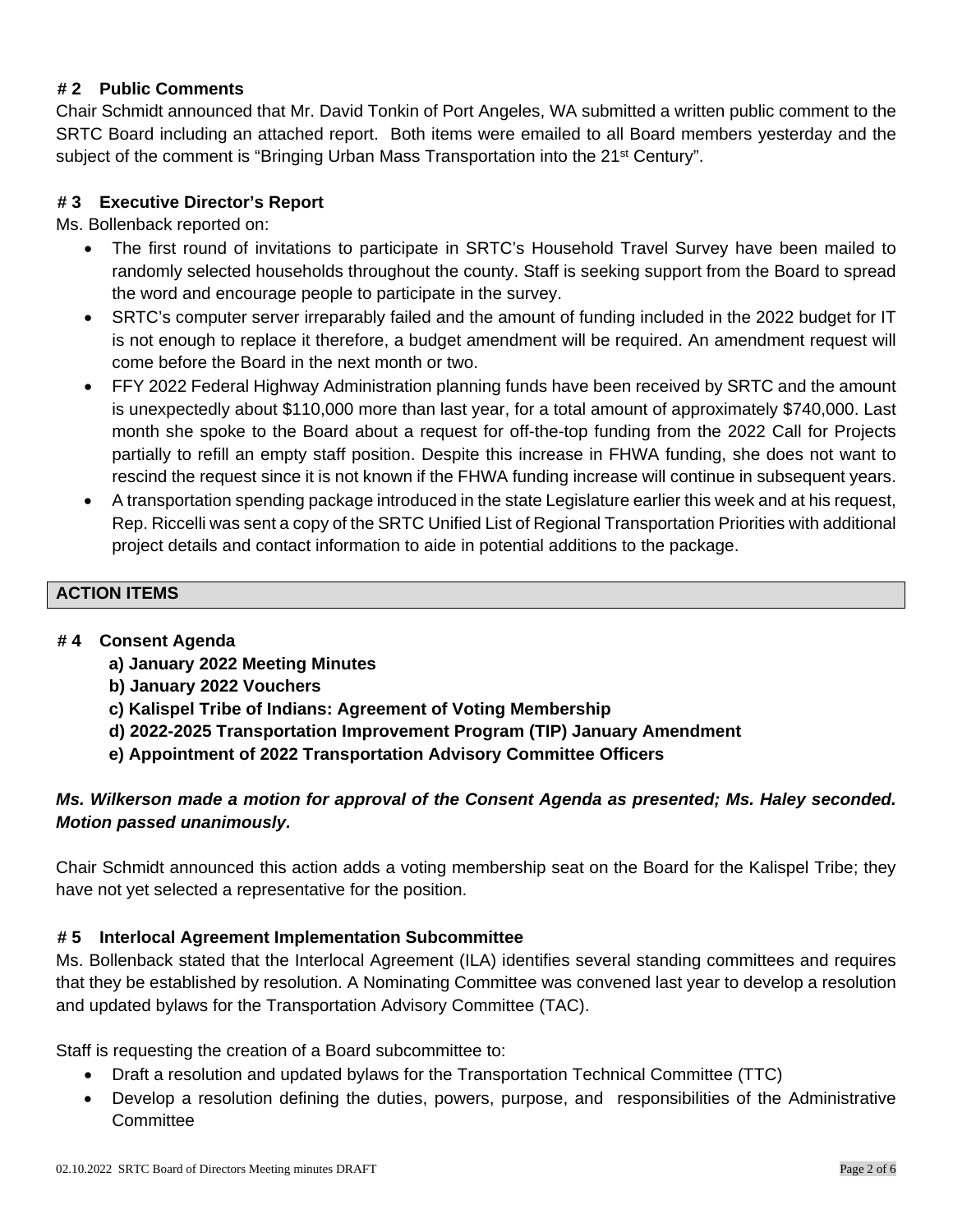## # 2 Public Comments

Chair Schmidt announced that Mr. David Tonkin of Port Angeles, WA submitted a written public comment to the SRTC Board including an attached report. Both items were emailed to all Board members yesterday and the subject of the comment is "Bringing Urban Mass Transportation into the 21st Century".

## # 3 Executive Director's Report

Ms. Bollenback reported on:

- The first round of invitations to participate in SRTC's Household Travel Survey have been mailed to randomly selected households throughout the county. Staff is seeking support from the Board to spread the word and encourage people to participate in the survey.
- SRTC's computer server irreparably failed and the amount of funding included in the 2022 budget for IT is not enough to replace it therefore, a budget amendment will be required. An amendment request will come before the Board in the next month or two.
- FFY 2022 Federal Highway Administration planning funds have been received by SRTC and the amount is unexpectedly about $110,000 more than last year, for a total amount of approximately $740,000. Last month she spoke to the Board about a request for off-the-top funding from the 2022 Call for Projects partially to refill an empty staff position. Despite this increase in FHWA funding, she does not want to rescind the request since it is not known if the FHWA funding increase will continue in subsequent years.
- A transportation spending package introduced in the state Legislature earlier this week and at his request, Rep. Riccelli was sent a copy of the SRTC Unified List of Regional Transportation Priorities with additional project details and contact information to aide in potential additions to the package.

## ACTION ITEMS

## # 4 Consent Agenda

**a) January 2022 Meeting Minutes**
**b) January 2022 Vouchers**
**c) Kalispel Tribe of Indians: Agreement of Voting Membership**
**d) 2022-2025 Transportation Improvement Program (TIP) January Amendment**
**e) Appointment of 2022 Transportation Advisory Committee Officers**

***Ms. Wilkerson made a motion for approval of the Consent Agenda as presented; Ms. Haley seconded. Motion passed unanimously.***

Chair Schmidt announced this action adds a voting membership seat on the Board for the Kalispel Tribe; they have not yet selected a representative for the position.

## # 5 Interlocal Agreement Implementation Subcommittee

Ms. Bollenback stated that the Interlocal Agreement (ILA) identifies several standing committees and requires that they be established by resolution. A Nominating Committee was convened last year to develop a resolution and updated bylaws for the Transportation Advisory Committee (TAC).

Staff is requesting the creation of a Board subcommittee to:

- Draft a resolution and updated bylaws for the Transportation Technical Committee (TTC)
- Develop a resolution defining the duties, powers, purpose, and responsibilities of the Administrative Committee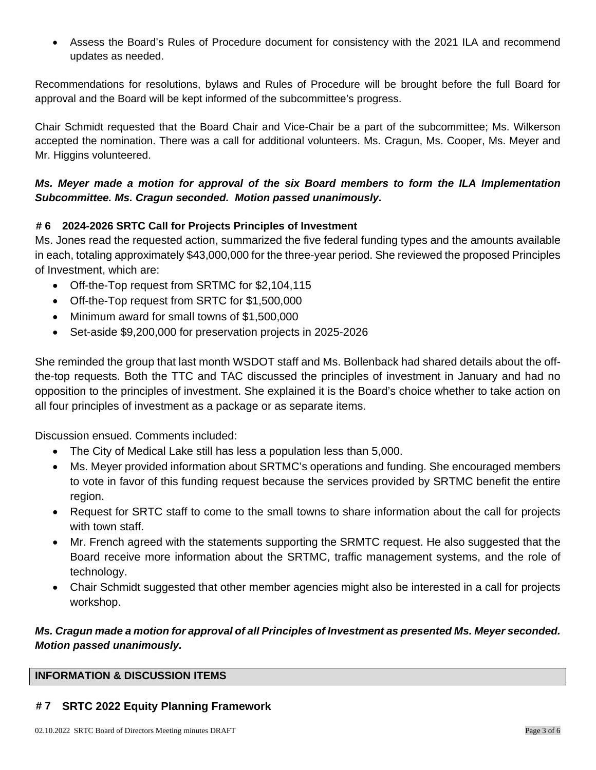- Assess the Board's Rules of Procedure document for consistency with the 2021 ILA and recommend updates as needed.

Recommendations for resolutions, bylaws and Rules of Procedure will be brought before the full Board for approval and the Board will be kept informed of the subcommittee's progress.

Chair Schmidt requested that the Board Chair and Vice-Chair be a part of the subcommittee; Ms. Wilkerson accepted the nomination. There was a call for additional volunteers. Ms. Cragun, Ms. Cooper, Ms. Meyer and Mr. Higgins volunteered.

***Ms. Meyer made a motion for approval of the six Board members to form the ILA Implementation Subcommittee. Ms. Cragun seconded. Motion passed unanimously.***

### # 6 2024-2026 SRTC Call for Projects Principles of Investment

Ms. Jones read the requested action, summarized the five federal funding types and the amounts available in each, totaling approximately $43,000,000 for the three-year period. She reviewed the proposed Principles of Investment, which are:

- Off-the-Top request from SRTMC for $2,104,115
- Off-the-Top request from SRTC for $1,500,000
- Minimum award for small towns of $1,500,000
- Set-aside $9,200,000 for preservation projects in 2025-2026

She reminded the group that last month WSDOT staff and Ms. Bollenback had shared details about the off-the-top requests. Both the TTC and TAC discussed the principles of investment in January and had no opposition to the principles of investment. She explained it is the Board's choice whether to take action on all four principles of investment as a package or as separate items.

Discussion ensued. Comments included:

- The City of Medical Lake still has less a population less than 5,000.
- Ms. Meyer provided information about SRTMC's operations and funding. She encouraged members to vote in favor of this funding request because the services provided by SRTMC benefit the entire region.
- Request for SRTC staff to come to the small towns to share information about the call for projects with town staff.
- Mr. French agreed with the statements supporting the SRMTC request. He also suggested that the Board receive more information about the SRTMC, traffic management systems, and the role of technology.
- Chair Schmidt suggested that other member agencies might also be interested in a call for projects workshop.

***Ms. Cragun made a motion for approval of all Principles of Investment as presented Ms. Meyer seconded. Motion passed unanimously.***

## INFORMATION & DISCUSSION ITEMS

### # 7 SRTC 2022 Equity Planning Framework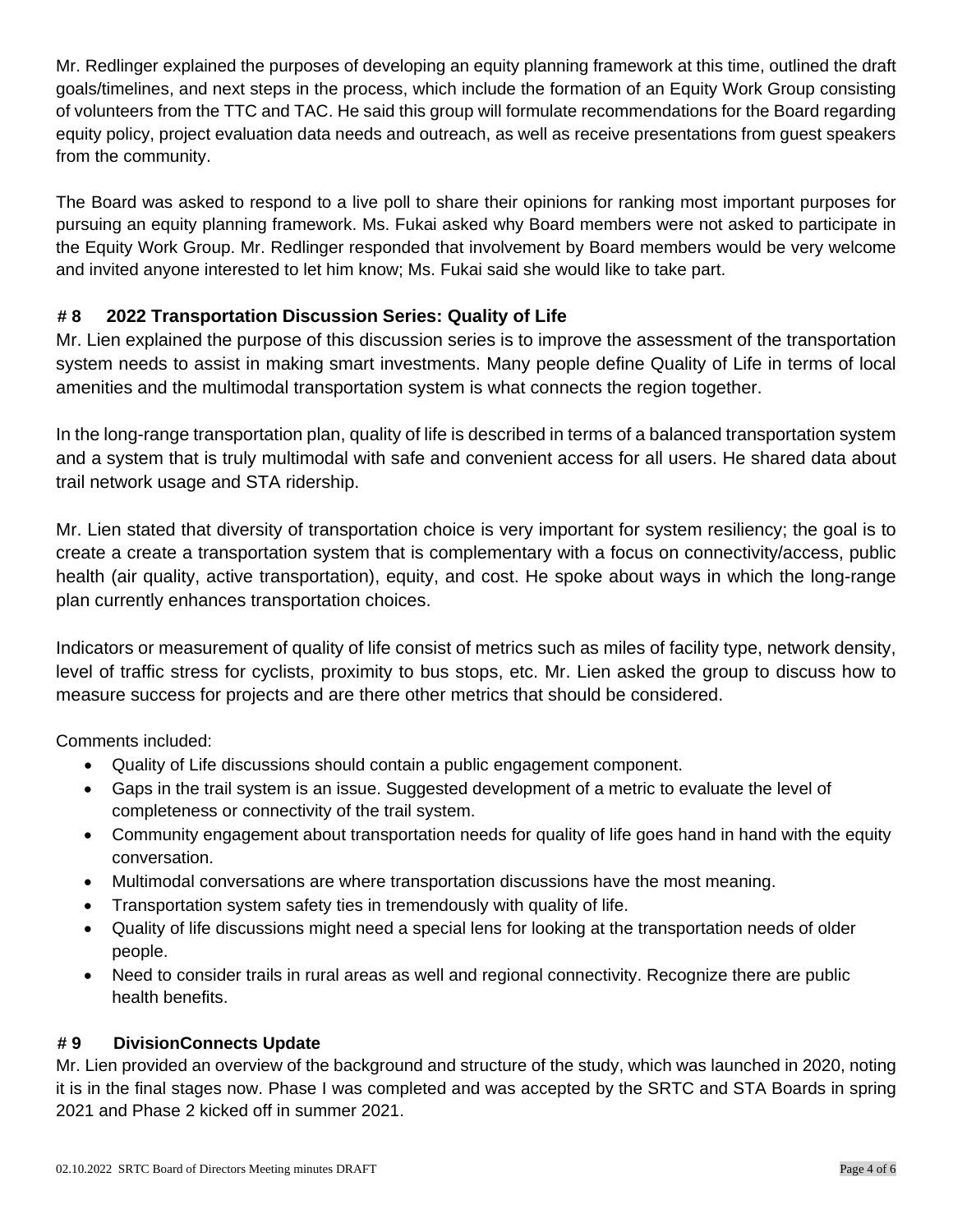Mr. Redlinger explained the purposes of developing an equity planning framework at this time, outlined the draft goals/timelines, and next steps in the process, which include the formation of an Equity Work Group consisting of volunteers from the TTC and TAC. He said this group will formulate recommendations for the Board regarding equity policy, project evaluation data needs and outreach, as well as receive presentations from guest speakers from the community.

The Board was asked to respond to a live poll to share their opinions for ranking most important purposes for pursuing an equity planning framework. Ms. Fukai asked why Board members were not asked to participate in the Equity Work Group. Mr. Redlinger responded that involvement by Board members would be very welcome and invited anyone interested to let him know; Ms. Fukai said she would like to take part.

**# 8 2022 Transportation Discussion Series: Quality of Life**

Mr. Lien explained the purpose of this discussion series is to improve the assessment of the transportation system needs to assist in making smart investments. Many people define Quality of Life in terms of local amenities and the multimodal transportation system is what connects the region together.

In the long-range transportation plan, quality of life is described in terms of a balanced transportation system and a system that is truly multimodal with safe and convenient access for all users. He shared data about trail network usage and STA ridership.

Mr. Lien stated that diversity of transportation choice is very important for system resiliency; the goal is to create a create a transportation system that is complementary with a focus on connectivity/access, public health (air quality, active transportation), equity, and cost. He spoke about ways in which the long-range plan currently enhances transportation choices.

Indicators or measurement of quality of life consist of metrics such as miles of facility type, network density, level of traffic stress for cyclists, proximity to bus stops, etc. Mr. Lien asked the group to discuss how to measure success for projects and are there other metrics that should be considered.

Comments included:

- Quality of Life discussions should contain a public engagement component.
- Gaps in the trail system is an issue. Suggested development of a metric to evaluate the level of completeness or connectivity of the trail system.
- Community engagement about transportation needs for quality of life goes hand in hand with the equity conversation.
- Multimodal conversations are where transportation discussions have the most meaning.
- Transportation system safety ties in tremendously with quality of life.
- Quality of life discussions might need a special lens for looking at the transportation needs of older people.
- Need to consider trails in rural areas as well and regional connectivity. Recognize there are public health benefits.

**# 9 DivisionConnects Update**

Mr. Lien provided an overview of the background and structure of the study, which was launched in 2020, noting it is in the final stages now. Phase I was completed and was accepted by the SRTC and STA Boards in spring 2021 and Phase 2 kicked off in summer 2021.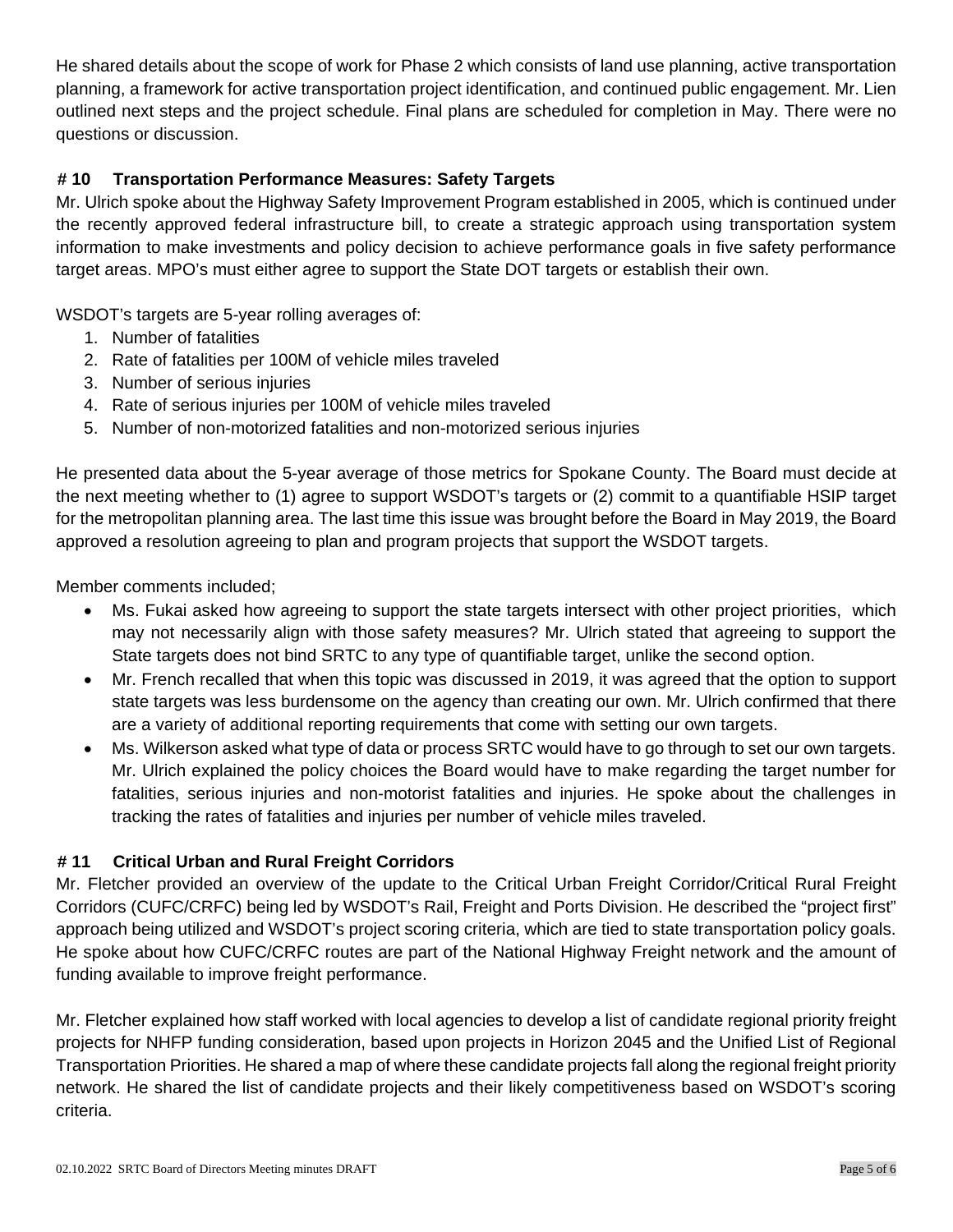He shared details about the scope of work for Phase 2 which consists of land use planning, active transportation planning, a framework for active transportation project identification, and continued public engagement. Mr. Lien outlined next steps and the project schedule. Final plans are scheduled for completion in May. There were no questions or discussion.

### # 10 Transportation Performance Measures: Safety Targets

Mr. Ulrich spoke about the Highway Safety Improvement Program established in 2005, which is continued under the recently approved federal infrastructure bill, to create a strategic approach using transportation system information to make investments and policy decision to achieve performance goals in five safety performance target areas. MPO's must either agree to support the State DOT targets or establish their own.

WSDOT's targets are 5-year rolling averages of:

1. Number of fatalities
2. Rate of fatalities per 100M of vehicle miles traveled
3. Number of serious injuries
4. Rate of serious injuries per 100M of vehicle miles traveled
5. Number of non-motorized fatalities and non-motorized serious injuries

He presented data about the 5-year average of those metrics for Spokane County. The Board must decide at the next meeting whether to (1) agree to support WSDOT's targets or (2) commit to a quantifiable HSIP target for the metropolitan planning area. The last time this issue was brought before the Board in May 2019, the Board approved a resolution agreeing to plan and program projects that support the WSDOT targets.

Member comments included;

- Ms. Fukai asked how agreeing to support the state targets intersect with other project priorities, which may not necessarily align with those safety measures? Mr. Ulrich stated that agreeing to support the State targets does not bind SRTC to any type of quantifiable target, unlike the second option.
- Mr. French recalled that when this topic was discussed in 2019, it was agreed that the option to support state targets was less burdensome on the agency than creating our own. Mr. Ulrich confirmed that there are a variety of additional reporting requirements that come with setting our own targets.
- Ms. Wilkerson asked what type of data or process SRTC would have to go through to set our own targets. Mr. Ulrich explained the policy choices the Board would have to make regarding the target number for fatalities, serious injuries and non-motorist fatalities and injuries. He spoke about the challenges in tracking the rates of fatalities and injuries per number of vehicle miles traveled.

### # 11 Critical Urban and Rural Freight Corridors

Mr. Fletcher provided an overview of the update to the Critical Urban Freight Corridor/Critical Rural Freight Corridors (CUFC/CRFC) being led by WSDOT's Rail, Freight and Ports Division. He described the "project first" approach being utilized and WSDOT's project scoring criteria, which are tied to state transportation policy goals. He spoke about how CUFC/CRFC routes are part of the National Highway Freight network and the amount of funding available to improve freight performance.

Mr. Fletcher explained how staff worked with local agencies to develop a list of candidate regional priority freight projects for NHFP funding consideration, based upon projects in Horizon 2045 and the Unified List of Regional Transportation Priorities. He shared a map of where these candidate projects fall along the regional freight priority network. He shared the list of candidate projects and their likely competitiveness based on WSDOT's scoring criteria.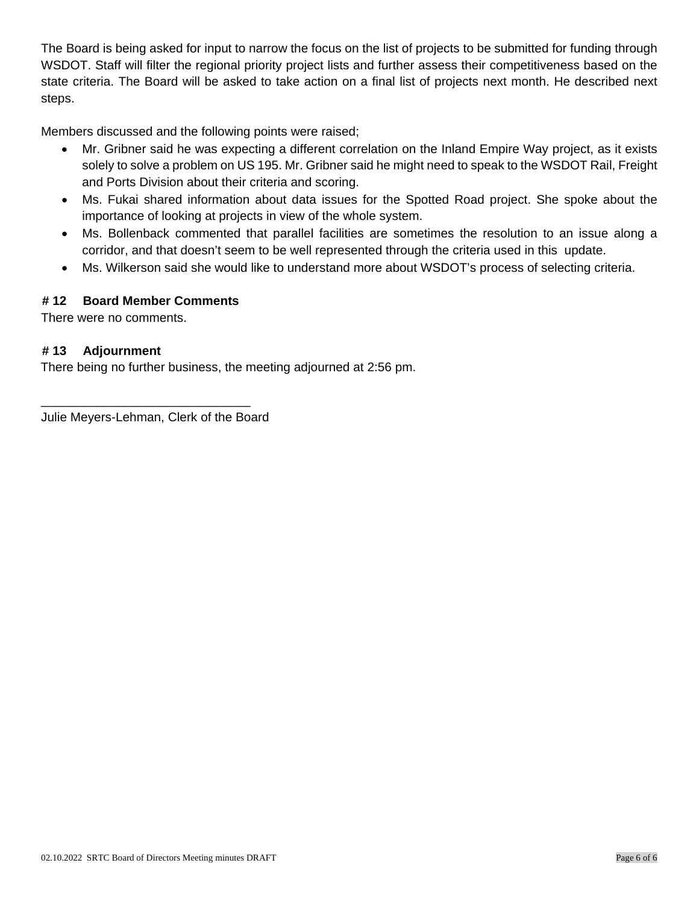The Board is being asked for input to narrow the focus on the list of projects to be submitted for funding through WSDOT. Staff will filter the regional priority project lists and further assess their competitiveness based on the state criteria. The Board will be asked to take action on a final list of projects next month. He described next steps.

Members discussed and the following points were raised;

- Mr. Gribner said he was expecting a different correlation on the Inland Empire Way project, as it exists solely to solve a problem on US 195. Mr. Gribner said he might need to speak to the WSDOT Rail, Freight and Ports Division about their criteria and scoring.
- Ms. Fukai shared information about data issues for the Spotted Road project. She spoke about the importance of looking at projects in view of the whole system.
- Ms. Bollenback commented that parallel facilities are sometimes the resolution to an issue along a corridor, and that doesn't seem to be well represented through the criteria used in this update.
- Ms. Wilkerson said she would like to understand more about WSDOT's process of selecting criteria.

**# 12 Board Member Comments**

There were no comments.

**# 13 Adjournment**

There being no further business, the meeting adjourned at 2:56 pm.

______________________________

Julie Meyers-Lehman, Clerk of the Board